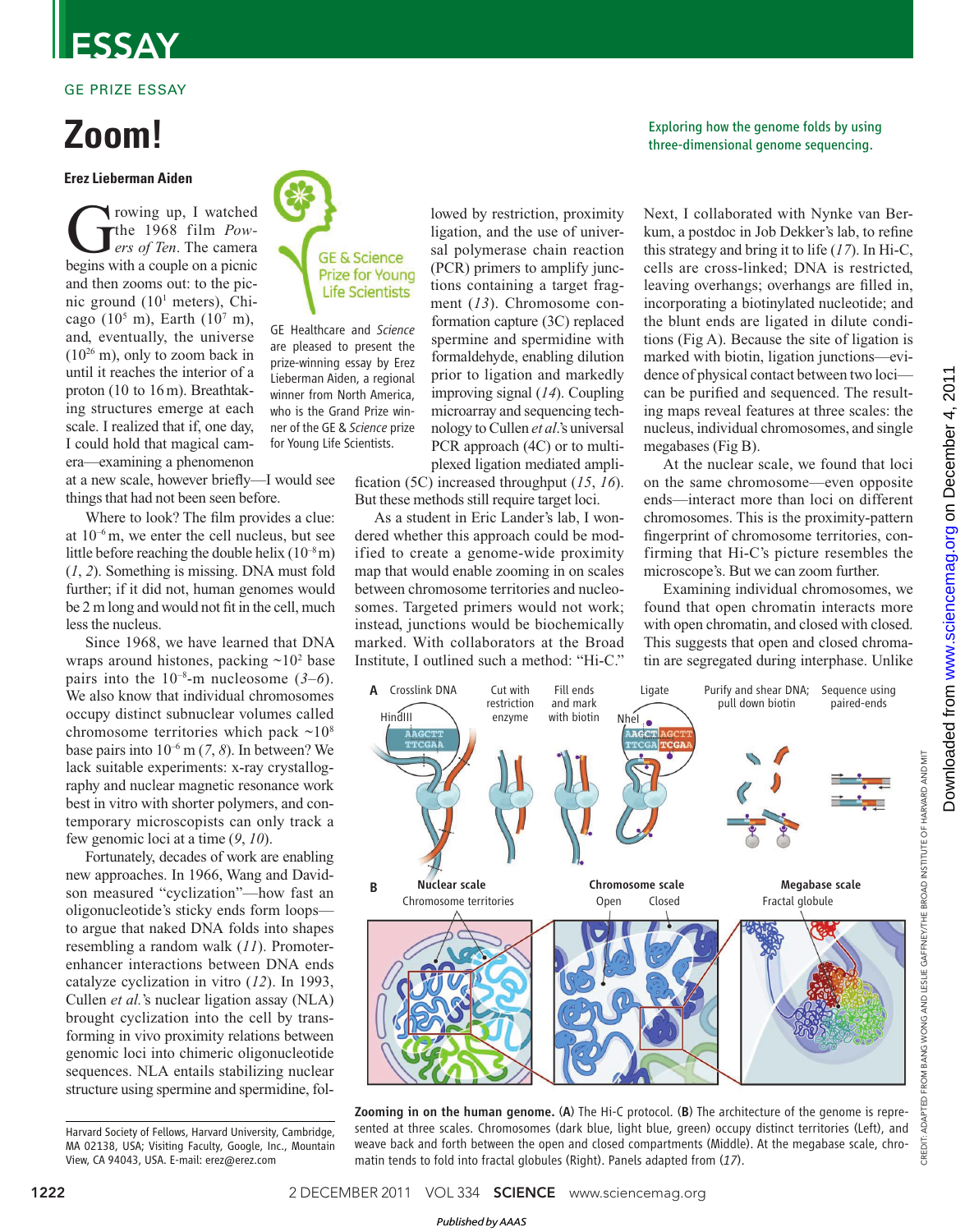# ESSAY

GE PRIZE ESSAY

# Zoom!

Exploring how the genome folds by using three-dimensional genome sequencing.

**Erez Lieberman Aiden**

GE Healthcare and *Science* are pleased to present the prize-winning essay by Erez Lieberman Aiden, a regional winner from North America, who is the Grand Prize winner of the GE & *Science* prize for Young Life Scientists.

Growing up, I watched the 1968 film *Powers of Ten*. The camera begins with a couple on a picnic and then zooms out: to the picnic ground ($10^1$ meters), Chicago ($10^5$ m), Earth ($10^7$ m), and, eventually, the universe ($10^{26}$ m), only to zoom back in until it reaches the interior of a proton (10 to 16 m). Breathtaking structures emerge at each scale. I realized that if, one day, I could hold that magical camera—examining a phenomenon at a new scale, however briefly—I would see things that had not been seen before.

Where to look? The film provides a clue: at $10^{-6}$ m, we enter the cell nucleus, but see little before reaching the double helix ($10^{-8}$ m) (*1*, *2*). Something is missing. DNA must fold further; if it did not, human genomes would be 2 m long and would not fit in the cell, much less the nucleus.

Since 1968, we have learned that DNA wraps around histones, packing ~$10^2$ base pairs into the $10^{-8}$-m nucleosome (*3*–*6*). We also know that individual chromosomes occupy distinct subnuclear volumes called chromosome territories which pack ~$10^8$ base pairs into $10^{-6}$ m (*7*, *8*). In between? We lack suitable experiments: x-ray crystallography and nuclear magnetic resonance work best in vitro with shorter polymers, and contemporary microscopists can only track a few genomic loci at a time (*9*, *10*).

Fortunately, decades of work are enabling new approaches. In 1966, Wang and Davidson measured "cyclization"—how fast an oligonucleotide's sticky ends form loops—to argue that naked DNA folds into shapes resembling a random walk (*11*). Promoter-enhancer interactions between DNA ends catalyze cyclization in vitro (*12*). In 1993, Cullen *et al.*'s nuclear ligation assay (NLA) brought cyclization into the cell by transforming in vivo proximity relations between genomic loci into chimeric oligonucleotide sequences. NLA entails stabilizing nuclear structure using spermine and spermidine, followed by restriction, proximity ligation, and the use of universal polymerase chain reaction (PCR) primers to amplify junctions containing a target fragment (*13*). Chromosome conformation capture (3C) replaced spermine and spermidine with formaldehyde, enabling dilution prior to ligation and markedly improving signal (*14*). Coupling microarray and sequencing technology to Cullen *et al.*'s universal PCR approach (4C) or to multiplexed ligation mediated amplification (5C) increased throughput (*15*, *16*). But these methods still require target loci.

As a student in Eric Lander's lab, I wondered whether this approach could be modified to create a genome-wide proximity map that would enable zooming in on scales between chromosome territories and nucleosomes. Targeted primers would not work; instead, junctions would be biochemically marked. With collaborators at the Broad Institute, I outlined such a method: "Hi-C." Next, I collaborated with Nynke van Berkum, a postdoc in Job Dekker's lab, to refine this strategy and bring it to life (*17*). In Hi-C, cells are cross-linked; DNA is restricted, leaving overhangs; overhangs are filled in, incorporating a biotinylated nucleotide; and the blunt ends are ligated in dilute conditions (Fig A). Because the site of ligation is marked with biotin, ligation junctions—evidence of physical contact between two loci—can be purified and sequenced. The resulting maps reveal features at three scales: the nucleus, individual chromosomes, and single megabases (Fig B).

At the nuclear scale, we found that loci on the same chromosome—even opposite ends—interact more than loci on different chromosomes. This is the proximity-pattern fingerprint of chromosome territories, confirming that Hi-C's picture resembles the microscope's. But we can zoom further.

Examining individual chromosomes, we found that open chromatin interacts more with open chromatin, and closed with closed. This suggests that open and closed chromatin are segregated during interphase. Unlike

**Zooming in on the human genome.** (**A**) The Hi-C protocol. (**B**) The architecture of the genome is represented at three scales. Chromosomes (dark blue, light blue, green) occupy distinct territories (Left), and weave back and forth between the open and closed compartments (Middle). At the megabase scale, chromatin tends to fold into fractal globules (Right). Panels adapted from (*17*).

Harvard Society of Fellows, Harvard University, Cambridge, MA 02138, USA; Visiting Faculty, Google, Inc., Mountain View, CA 94043, USA. E-mail: erez@erez.com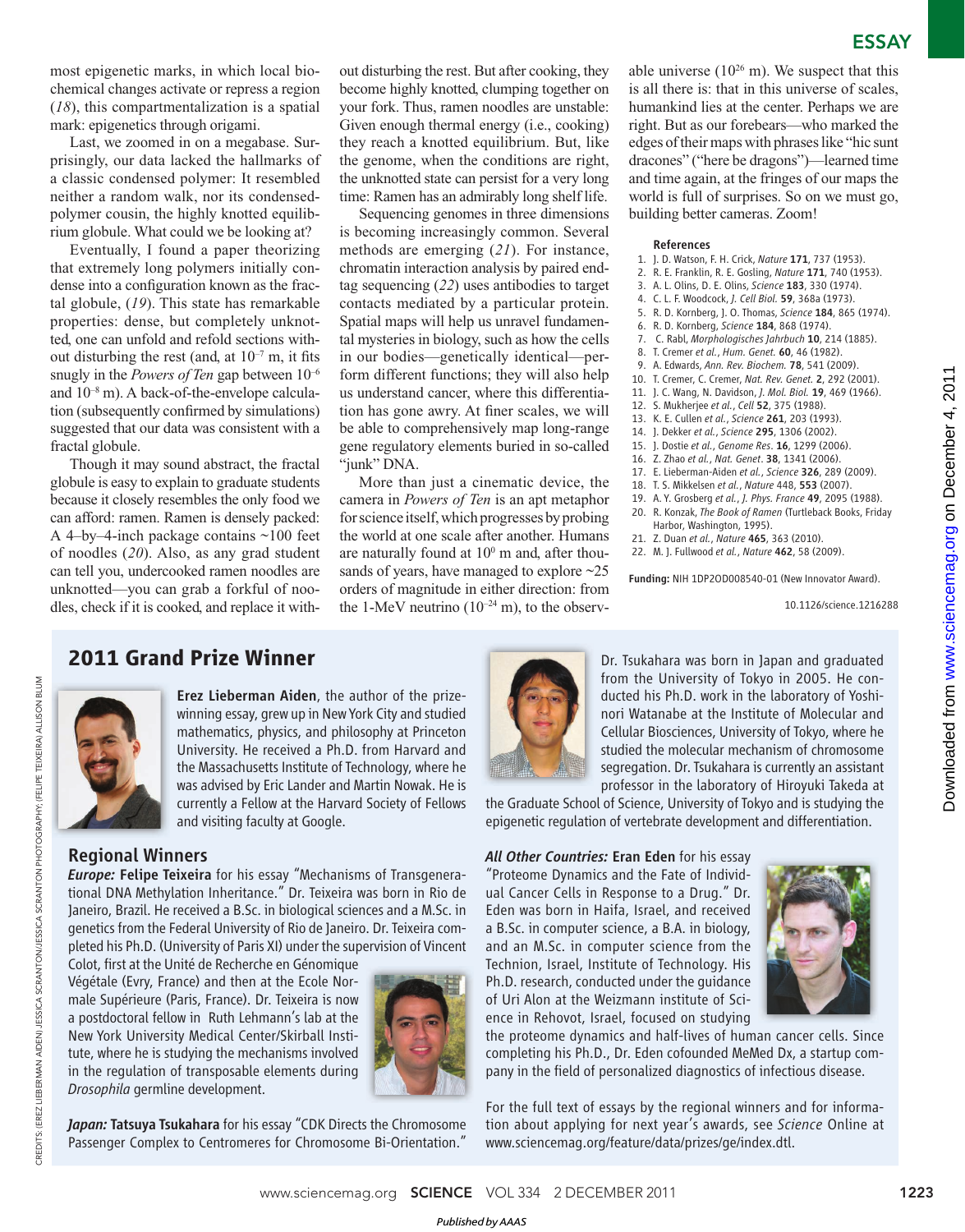most epigenetic marks, in which local biochemical changes activate or repress a region (*18*), this compartmentalization is a spatial mark: epigenetics through origami.

Last, we zoomed in on a megabase. Surprisingly, our data lacked the hallmarks of a classic condensed polymer: It resembled neither a random walk, nor its condensed-polymer cousin, the highly knotted equilibrium globule. What could we be looking at?

Eventually, I found a paper theorizing that extremely long polymers initially condense into a configuration known as the fractal globule, (*19*). This state has remarkable properties: dense, but completely unknotted, one can unfold and refold sections without disturbing the rest (and, at $10^{-7}$ m, it fits snugly in the *Powers of Ten* gap between $10^{-6}$ and $10^{-8}$ m). A back-of-the-envelope calculation (subsequently confirmed by simulations) suggested that our data was consistent with a fractal globule.

Though it may sound abstract, the fractal globule is easy to explain to graduate students because it closely resembles the only food we can afford: ramen. Ramen is densely packed: A 4–by–4-inch package contains ~100 feet of noodles (*20*). Also, as any grad student can tell you, undercooked ramen noodles are unknotted—you can grab a forkful of noodles, check if it is cooked, and replace it without disturbing the rest. But after cooking, they become highly knotted, clumping together on your fork. Thus, ramen noodles are unstable: Given enough thermal energy (i.e., cooking) they reach a knotted equilibrium. But, like the genome, when the conditions are right, the unknotted state can persist for a very long time: Ramen has an admirably long shelf life.

Sequencing genomes in three dimensions is becoming increasingly common. Several methods are emerging (*21*). For instance, chromatin interaction analysis by paired end-tag sequencing (*22*) uses antibodies to target contacts mediated by a particular protein. Spatial maps will help us unravel fundamental mysteries in biology, such as how the cells in our bodies—genetically identical—perform different functions; they will also help us understand cancer, where this differentiation has gone awry. At finer scales, we will be able to comprehensively map long-range gene regulatory elements buried in so-called "junk" DNA.

More than just a cinematic device, the camera in *Powers of Ten* is an apt metaphor for science itself, which progresses by probing the world at one scale after another. Humans are naturally found at $10^{0}$ m and, after thousands of years, have managed to explore ~25 orders of magnitude in either direction: from the 1-MeV neutrino ($10^{-24}$ m), to the observable universe ($10^{26}$ m). We suspect that this is all there is: that in this universe of scales, humankind lies at the center. Perhaps we are right. But as our forebears—who marked the edges of their maps with phrases like "hic sunt dracones" ("here be dragons")—learned time and time again, at the fringes of our maps the world is full of surprises. So on we must go, building better cameras. Zoom!

### References

1. J. D. Watson, F. H. Crick, *Nature* **171**, 737 (1953).
2. R. E. Franklin, R. E. Gosling, *Nature* **171**, 740 (1953).
3. A. L. Olins, D. E. Olins, *Science* **183**, 330 (1974).
4. C. L. F. Woodcock, *J. Cell Biol.* **59**, 368a (1973).
5. R. D. Kornberg, J. O. Thomas, *Science* **184**, 865 (1974).
6. R. D. Kornberg, *Science* **184**, 868 (1974).
7. C. Rabl, *Morphologisches Jahrbuch* **10**, 214 (1885).
8. T. Cremer *et al.*, *Hum. Genet.* **60**, 46 (1982).
9. A. Edwards, *Ann. Rev. Biochem.* **78**, 541 (2009).
10. T. Cremer, C. Cremer, *Nat. Rev. Genet.* **2**, 292 (2001).
11. J. C. Wang, N. Davidson, *J. Mol. Biol.* **19**, 469 (1966).
12. S. Mukherjee *et al.*, *Cell* **52**, 375 (1988).
13. K. E. Cullen *et al.*, *Science* **261**, 203 (1993).
14. J. Dekker *et al.*, *Science* **295**, 1306 (2002).
15. J. Dostie *et al.*, *Genome Res.* **16**, 1299 (2006).
16. Z. Zhao *et al.*, *Nat. Genet.* **38**, 1341 (2006).
17. E. Lieberman-Aiden *et al.*, *Science* **326**, 289 (2009).
18. T. S. Mikkelsen *et al.*, *Nature* 448, **553** (2007).
19. A. Y. Grosberg *et al.*, *J. Phys. France* **49**, 2095 (1988).
20. R. Konzak, *The Book of Ramen* (Turtleback Books, Friday Harbor, Washington, 1995).
21. Z. Duan *et al.*, *Nature* **465**, 363 (2010).
22. M. J. Fullwood *et al.*, *Nature* **462**, 58 (2009).

**Funding:** NIH 1DP2OD008540-01 (New Innovator Award).

10.1126/science.1216288

## 2011 Grand Prize Winner

**Erez Lieberman Aiden**, the author of the prize-winning essay, grew up in New York City and studied mathematics, physics, and philosophy at Princeton University. He received a Ph.D. from Harvard and the Massachusetts Institute of Technology, where he was advised by Eric Lander and Martin Nowak. He is currently a Fellow at the Harvard Society of Fellows and visiting faculty at Google.

## Regional Winners

***Europe:*** **Felipe Teixeira** for his essay "Mechanisms of Transgenerational DNA Methylation Inheritance." Dr. Teixeira was born in Rio de Janeiro, Brazil. He received a B.Sc. in biological sciences and a M.Sc. in genetics from the Federal University of Rio de Janeiro. Dr. Teixeira completed his Ph.D. (University of Paris XI) under the supervision of Vincent Colot, first at the Unité de Recherche en Génomique Végétale (Evry, France) and then at the Ecole Normale Supérieure (Paris, France). Dr. Teixeira is now a postdoctoral fellow in Ruth Lehmann's lab at the New York University Medical Center/Skirball Institute, where he is studying the mechanisms involved in the regulation of transposable elements during *Drosophila* germline development.

***Japan:*** **Tatsuya Tsukahara** for his essay "CDK Directs the Chromosome Passenger Complex to Centromeres for Chromosome Bi-Orientation." Dr. Tsukahara was born in Japan and graduated from the University of Tokyo in 2005. He conducted his Ph.D. work in the laboratory of Yoshinori Watanabe at the Institute of Molecular and Cellular Biosciences, University of Tokyo, where he studied the molecular mechanism of chromosome segregation. Dr. Tsukahara is currently an assistant professor in the laboratory of Hiroyuki Takeda at the Graduate School of Science, University of Tokyo and is studying the epigenetic regulation of vertebrate development and differentiation.

***All Other Countries:*** **Eran Eden** for his essay "Proteome Dynamics and the Fate of Individual Cancer Cells in Response to a Drug." Dr. Eden was born in Haifa, Israel, and received a B.Sc. in computer science, a B.A. in biology, and an M.Sc. in computer science from the Technion, Israel, Institute of Technology. His Ph.D. research, conducted under the guidance of Uri Alon at the Weizmann institute of Science in Rehovot, Israel, focused on studying the proteome dynamics and half-lives of human cancer cells. Since completing his Ph.D., Dr. Eden cofounded MeMed Dx, a startup company in the field of personalized diagnostics of infectious disease.

For the full text of essays by the regional winners and for information about applying for next year's awards, see *Science* Online at www.sciencemag.org/feature/data/prizes/ge/index.dtl.

CREDITS: (EREZ LIEBERMAN AIDEN) JESSICA SCRANTON/JESSICA SCRANTON PHOTOGRAPHY; (FELIPE TEIXEIRA) ALLISON BLUM